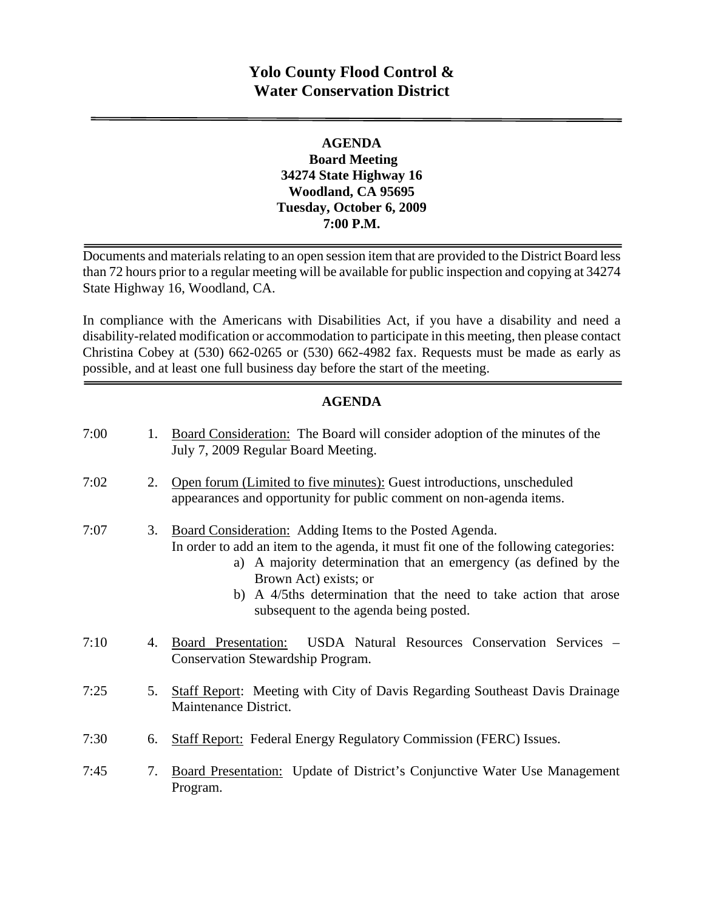# Yolo County Flood Control & Water Conservation District

---

**AGENDA**
**Board Meeting**
**34274 State Highway 16**
**Woodland, CA 95695**
**Tuesday, October 6, 2009**
**7:00 P.M.**

---

Documents and materials relating to an open session item that are provided to the District Board less than 72 hours prior to a regular meeting will be available for public inspection and copying at 34274 State Highway 16, Woodland, CA.

In compliance with the Americans with Disabilities Act, if you have a disability and need a disability-related modification or accommodation to participate in this meeting, then please contact Christina Cobey at (530) 662-0265 or (530) 662-4982 fax. Requests must be made as early as possible, and at least one full business day before the start of the meeting.

---

## AGENDA

7:00 1. Board Consideration: The Board will consider adoption of the minutes of the July 7, 2009 Regular Board Meeting.

7:02 2. Open forum (Limited to five minutes): Guest introductions, unscheduled appearances and opportunity for public comment on non-agenda items.

7:07 3. Board Consideration: Adding Items to the Posted Agenda.
In order to add an item to the agenda, it must fit one of the following categories:
   a) A majority determination that an emergency (as defined by the Brown Act) exists; or
   b) A 4/5ths determination that the need to take action that arose subsequent to the agenda being posted.

7:10 4. Board Presentation: USDA Natural Resources Conservation Services – Conservation Stewardship Program.

7:25 5. Staff Report: Meeting with City of Davis Regarding Southeast Davis Drainage Maintenance District.

7:30 6. Staff Report: Federal Energy Regulatory Commission (FERC) Issues.

7:45 7. Board Presentation: Update of District's Conjunctive Water Use Management Program.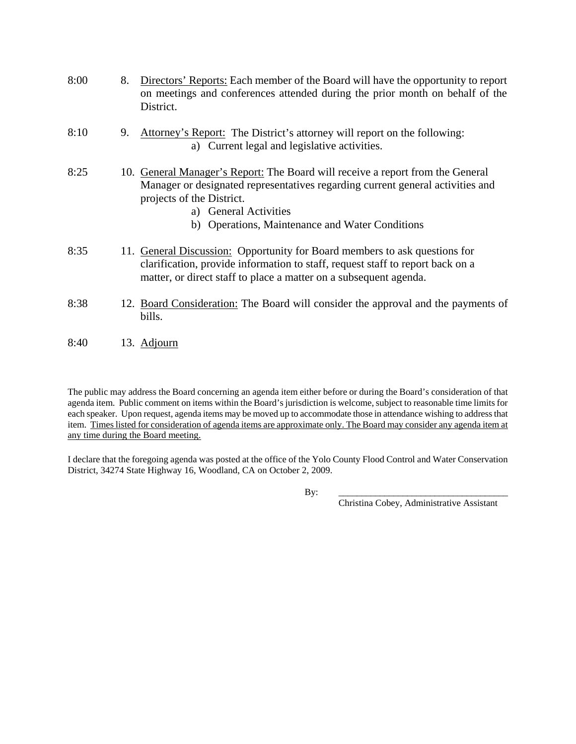8:00 8. <u>Directors' Reports:</u> Each member of the Board will have the opportunity to report on meetings and conferences attended during the prior month on behalf of the District.

8:10 9. <u>Attorney's Report:</u> The District's attorney will report on the following:
   a) Current legal and legislative activities.

8:25 10. <u>General Manager's Report:</u> The Board will receive a report from the General Manager or designated representatives regarding current general activities and projects of the District.
   a) General Activities
   b) Operations, Maintenance and Water Conditions

8:35 11. <u>General Discussion:</u> Opportunity for Board members to ask questions for clarification, provide information to staff, request staff to report back on a matter, or direct staff to place a matter on a subsequent agenda.

8:38 12. <u>Board Consideration:</u> The Board will consider the approval and the payments of bills.

8:40 13. <u>Adjourn</u>

The public may address the Board concerning an agenda item either before or during the Board's consideration of that agenda item. Public comment on items within the Board's jurisdiction is welcome, subject to reasonable time limits for each speaker. Upon request, agenda items may be moved up to accommodate those in attendance wishing to address that item. <u>Times listed for consideration of agenda items are approximate only. The Board may consider any agenda item at any time during the Board meeting.</u>

I declare that the foregoing agenda was posted at the office of the Yolo County Flood Control and Water Conservation District, 34274 State Highway 16, Woodland, CA on October 2, 2009.

By: ____________________________________
Christina Cobey, Administrative Assistant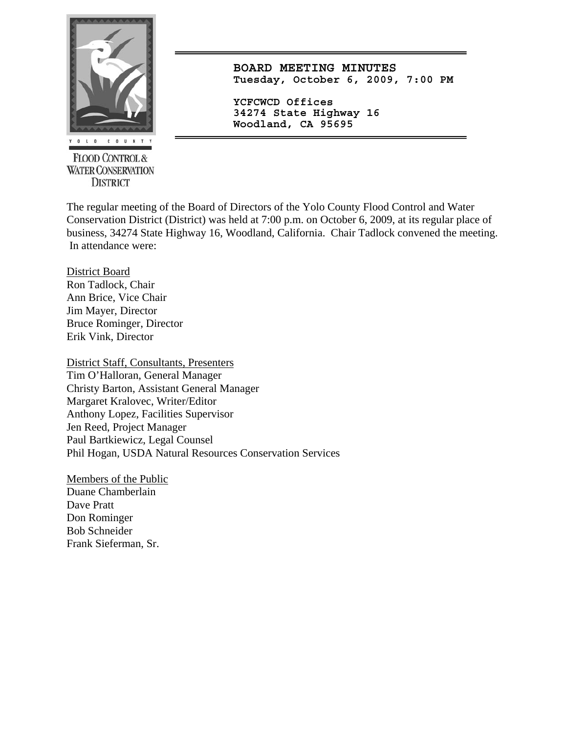**Yolo County Flood Control & Water Conservation District**

# BOARD MEETING MINUTES

**Tuesday, October 6, 2009, 7:00 PM**

**YCFCWCD Offices**
**34274 State Highway 16**
**Woodland, CA 95695**

The regular meeting of the Board of Directors of the Yolo County Flood Control and Water Conservation District (District) was held at 7:00 p.m. on October 6, 2009, at its regular place of business, 34274 State Highway 16, Woodland, California. Chair Tadlock convened the meeting. In attendance were:

District Board
Ron Tadlock, Chair
Ann Brice, Vice Chair
Jim Mayer, Director
Bruce Rominger, Director
Erik Vink, Director

District Staff, Consultants, Presenters
Tim O'Halloran, General Manager
Christy Barton, Assistant General Manager
Margaret Kralovec, Writer/Editor
Anthony Lopez, Facilities Supervisor
Jen Reed, Project Manager
Paul Bartkiewicz, Legal Counsel
Phil Hogan, USDA Natural Resources Conservation Services

Members of the Public
Duane Chamberlain
Dave Pratt
Don Rominger
Bob Schneider
Frank Sieferman, Sr.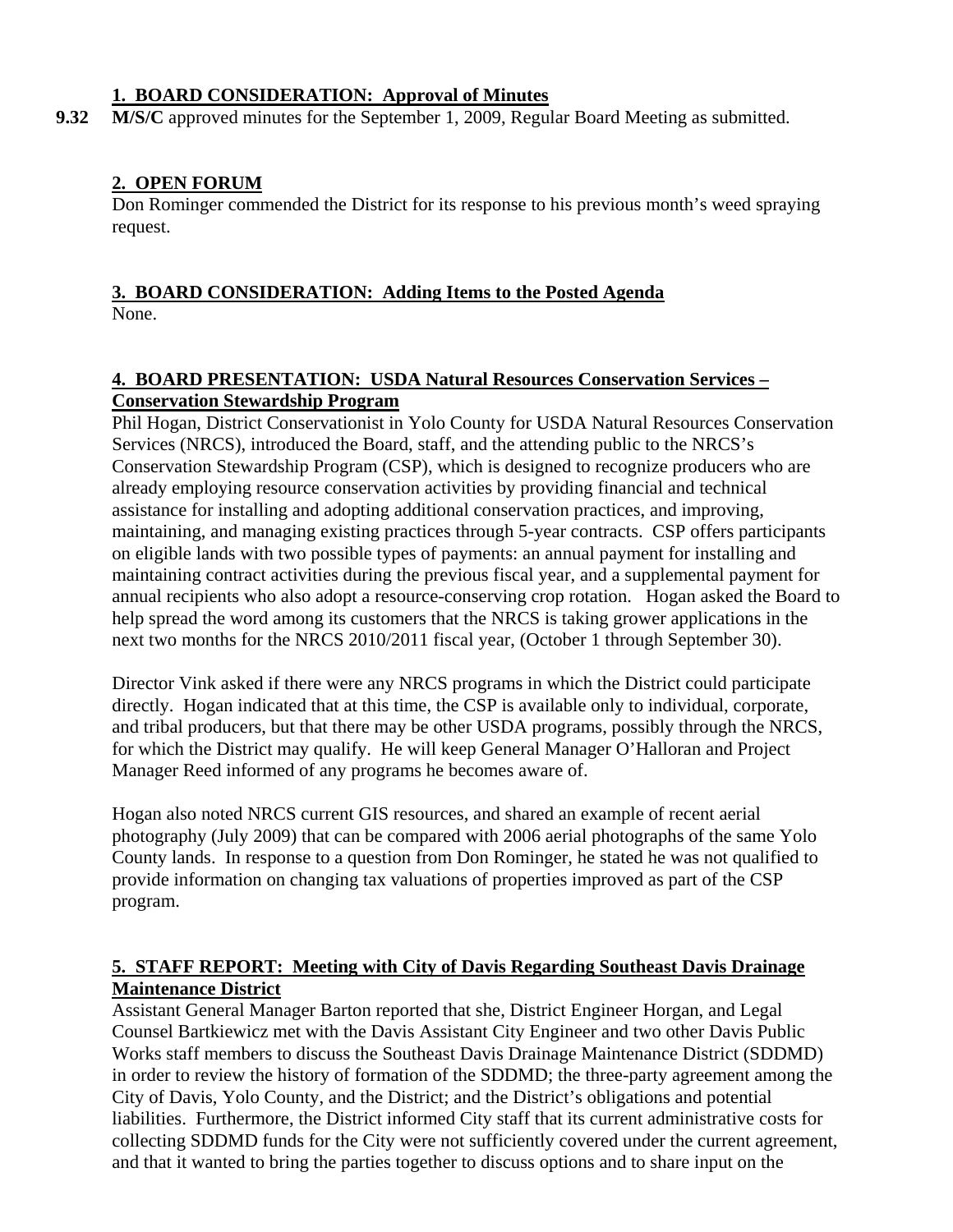**1. BOARD CONSIDERATION: Approval of Minutes**

**9.32** **M/S/C** approved minutes for the September 1, 2009, Regular Board Meeting as submitted.

**2. OPEN FORUM**

Don Rominger commended the District for its response to his previous month's weed spraying request.

**3. BOARD CONSIDERATION: Adding Items to the Posted Agenda**

None.

**4. BOARD PRESENTATION: USDA Natural Resources Conservation Services – Conservation Stewardship Program**

Phil Hogan, District Conservationist in Yolo County for USDA Natural Resources Conservation Services (NRCS), introduced the Board, staff, and the attending public to the NRCS's Conservation Stewardship Program (CSP), which is designed to recognize producers who are already employing resource conservation activities by providing financial and technical assistance for installing and adopting additional conservation practices, and improving, maintaining, and managing existing practices through 5-year contracts. CSP offers participants on eligible lands with two possible types of payments: an annual payment for installing and maintaining contract activities during the previous fiscal year, and a supplemental payment for annual recipients who also adopt a resource-conserving crop rotation. Hogan asked the Board to help spread the word among its customers that the NRCS is taking grower applications in the next two months for the NRCS 2010/2011 fiscal year, (October 1 through September 30).

Director Vink asked if there were any NRCS programs in which the District could participate directly. Hogan indicated that at this time, the CSP is available only to individual, corporate, and tribal producers, but that there may be other USDA programs, possibly through the NRCS, for which the District may qualify. He will keep General Manager O'Halloran and Project Manager Reed informed of any programs he becomes aware of.

Hogan also noted NRCS current GIS resources, and shared an example of recent aerial photography (July 2009) that can be compared with 2006 aerial photographs of the same Yolo County lands. In response to a question from Don Rominger, he stated he was not qualified to provide information on changing tax valuations of properties improved as part of the CSP program.

**5. STAFF REPORT: Meeting with City of Davis Regarding Southeast Davis Drainage Maintenance District**

Assistant General Manager Barton reported that she, District Engineer Horgan, and Legal Counsel Bartkiewicz met with the Davis Assistant City Engineer and two other Davis Public Works staff members to discuss the Southeast Davis Drainage Maintenance District (SDDMD) in order to review the history of formation of the SDDMD; the three-party agreement among the City of Davis, Yolo County, and the District; and the District's obligations and potential liabilities. Furthermore, the District informed City staff that its current administrative costs for collecting SDDMD funds for the City were not sufficiently covered under the current agreement, and that it wanted to bring the parties together to discuss options and to share input on the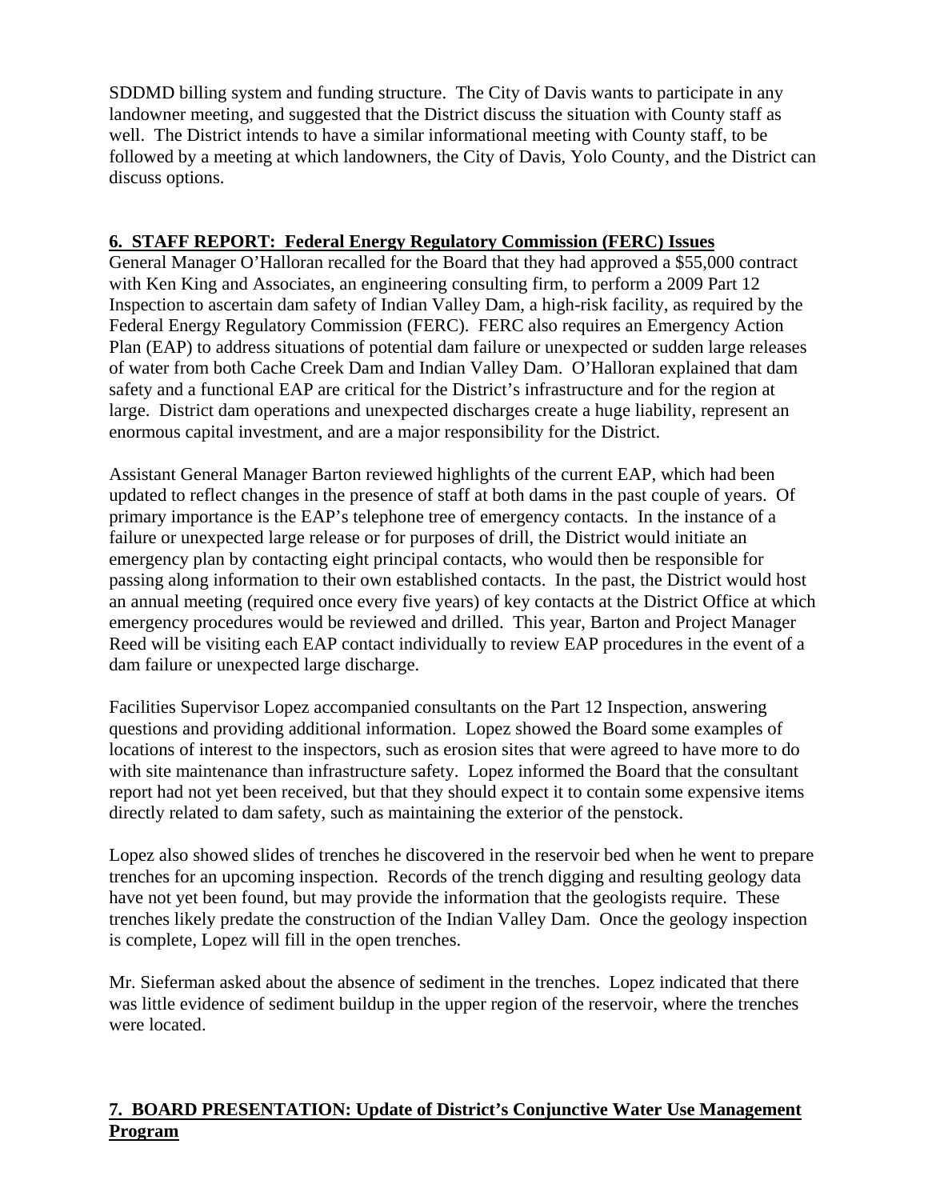SDDMD billing system and funding structure. The City of Davis wants to participate in any landowner meeting, and suggested that the District discuss the situation with County staff as well. The District intends to have a similar informational meeting with County staff, to be followed by a meeting at which landowners, the City of Davis, Yolo County, and the District can discuss options.

## 6. STAFF REPORT: Federal Energy Regulatory Commission (FERC) Issues

General Manager O'Halloran recalled for the Board that they had approved a $55,000 contract with Ken King and Associates, an engineering consulting firm, to perform a 2009 Part 12 Inspection to ascertain dam safety of Indian Valley Dam, a high-risk facility, as required by the Federal Energy Regulatory Commission (FERC). FERC also requires an Emergency Action Plan (EAP) to address situations of potential dam failure or unexpected or sudden large releases of water from both Cache Creek Dam and Indian Valley Dam. O'Halloran explained that dam safety and a functional EAP are critical for the District's infrastructure and for the region at large. District dam operations and unexpected discharges create a huge liability, represent an enormous capital investment, and are a major responsibility for the District.

Assistant General Manager Barton reviewed highlights of the current EAP, which had been updated to reflect changes in the presence of staff at both dams in the past couple of years. Of primary importance is the EAP's telephone tree of emergency contacts. In the instance of a failure or unexpected large release or for purposes of drill, the District would initiate an emergency plan by contacting eight principal contacts, who would then be responsible for passing along information to their own established contacts. In the past, the District would host an annual meeting (required once every five years) of key contacts at the District Office at which emergency procedures would be reviewed and drilled. This year, Barton and Project Manager Reed will be visiting each EAP contact individually to review EAP procedures in the event of a dam failure or unexpected large discharge.

Facilities Supervisor Lopez accompanied consultants on the Part 12 Inspection, answering questions and providing additional information. Lopez showed the Board some examples of locations of interest to the inspectors, such as erosion sites that were agreed to have more to do with site maintenance than infrastructure safety. Lopez informed the Board that the consultant report had not yet been received, but that they should expect it to contain some expensive items directly related to dam safety, such as maintaining the exterior of the penstock.

Lopez also showed slides of trenches he discovered in the reservoir bed when he went to prepare trenches for an upcoming inspection. Records of the trench digging and resulting geology data have not yet been found, but may provide the information that the geologists require. These trenches likely predate the construction of the Indian Valley Dam. Once the geology inspection is complete, Lopez will fill in the open trenches.

Mr. Sieferman asked about the absence of sediment in the trenches. Lopez indicated that there was little evidence of sediment buildup in the upper region of the reservoir, where the trenches were located.

## 7. BOARD PRESENTATION: Update of District's Conjunctive Water Use Management Program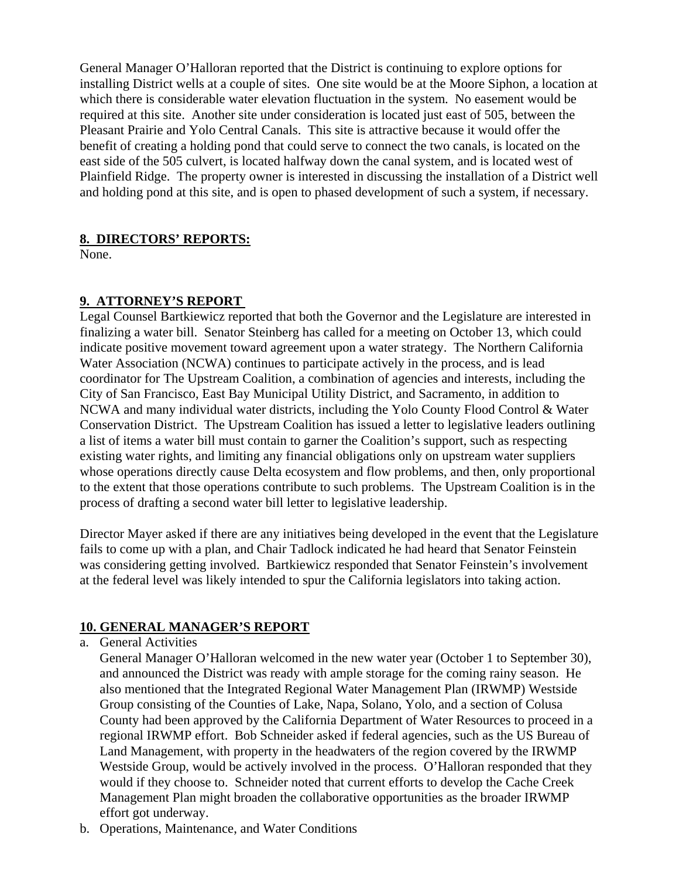General Manager O'Halloran reported that the District is continuing to explore options for installing District wells at a couple of sites. One site would be at the Moore Siphon, a location at which there is considerable water elevation fluctuation in the system. No easement would be required at this site. Another site under consideration is located just east of 505, between the Pleasant Prairie and Yolo Central Canals. This site is attractive because it would offer the benefit of creating a holding pond that could serve to connect the two canals, is located on the east side of the 505 culvert, is located halfway down the canal system, and is located west of Plainfield Ridge. The property owner is interested in discussing the installation of a District well and holding pond at this site, and is open to phased development of such a system, if necessary.

**8. DIRECTORS' REPORTS:**

None.

**9. ATTORNEY'S REPORT**

Legal Counsel Bartkiewicz reported that both the Governor and the Legislature are interested in finalizing a water bill. Senator Steinberg has called for a meeting on October 13, which could indicate positive movement toward agreement upon a water strategy. The Northern California Water Association (NCWA) continues to participate actively in the process, and is lead coordinator for The Upstream Coalition, a combination of agencies and interests, including the City of San Francisco, East Bay Municipal Utility District, and Sacramento, in addition to NCWA and many individual water districts, including the Yolo County Flood Control & Water Conservation District. The Upstream Coalition has issued a letter to legislative leaders outlining a list of items a water bill must contain to garner the Coalition's support, such as respecting existing water rights, and limiting any financial obligations only on upstream water suppliers whose operations directly cause Delta ecosystem and flow problems, and then, only proportional to the extent that those operations contribute to such problems. The Upstream Coalition is in the process of drafting a second water bill letter to legislative leadership.

Director Mayer asked if there are any initiatives being developed in the event that the Legislature fails to come up with a plan, and Chair Tadlock indicated he had heard that Senator Feinstein was considering getting involved. Bartkiewicz responded that Senator Feinstein's involvement at the federal level was likely intended to spur the California legislators into taking action.

**10. GENERAL MANAGER'S REPORT**

a. General Activities

   General Manager O'Halloran welcomed in the new water year (October 1 to September 30), and announced the District was ready with ample storage for the coming rainy season. He also mentioned that the Integrated Regional Water Management Plan (IRWMP) Westside Group consisting of the Counties of Lake, Napa, Solano, Yolo, and a section of Colusa County had been approved by the California Department of Water Resources to proceed in a regional IRWMP effort. Bob Schneider asked if federal agencies, such as the US Bureau of Land Management, with property in the headwaters of the region covered by the IRWMP Westside Group, would be actively involved in the process. O'Halloran responded that they would if they choose to. Schneider noted that current efforts to develop the Cache Creek Management Plan might broaden the collaborative opportunities as the broader IRWMP effort got underway.

b. Operations, Maintenance, and Water Conditions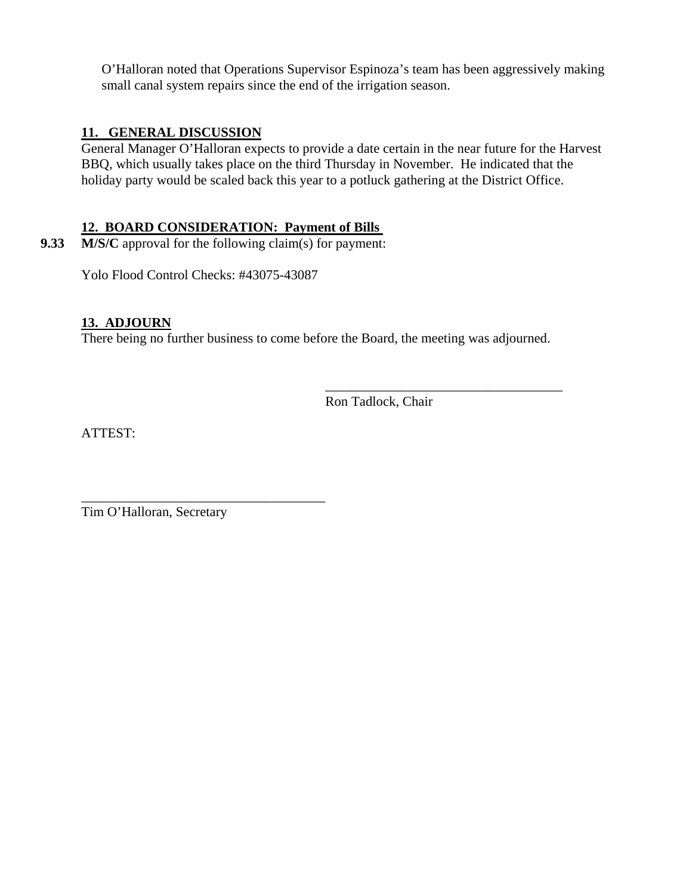O'Halloran noted that Operations Supervisor Espinoza's team has been aggressively making small canal system repairs since the end of the irrigation season.

**11. GENERAL DISCUSSION**

General Manager O'Halloran expects to provide a date certain in the near future for the Harvest BBQ, which usually takes place on the third Thursday in November. He indicated that the holiday party would be scaled back this year to a potluck gathering at the District Office.

**12. BOARD CONSIDERATION: Payment of Bills**

**9.33** **M/S/C** approval for the following claim(s) for payment:

Yolo Flood Control Checks: #43075-43087

**13. ADJOURN**

There being no further business to come before the Board, the meeting was adjourned.

\_\_\_\_\_\_\_\_\_\_\_\_\_\_\_\_\_\_\_\_\_\_\_\_\_\_\_\_\_\_\_\_\_\_\_
Ron Tadlock, Chair

ATTEST:

\_\_\_\_\_\_\_\_\_\_\_\_\_\_\_\_\_\_\_\_\_\_\_\_\_\_\_\_\_\_\_\_\_\_\_
Tim O'Halloran, Secretary